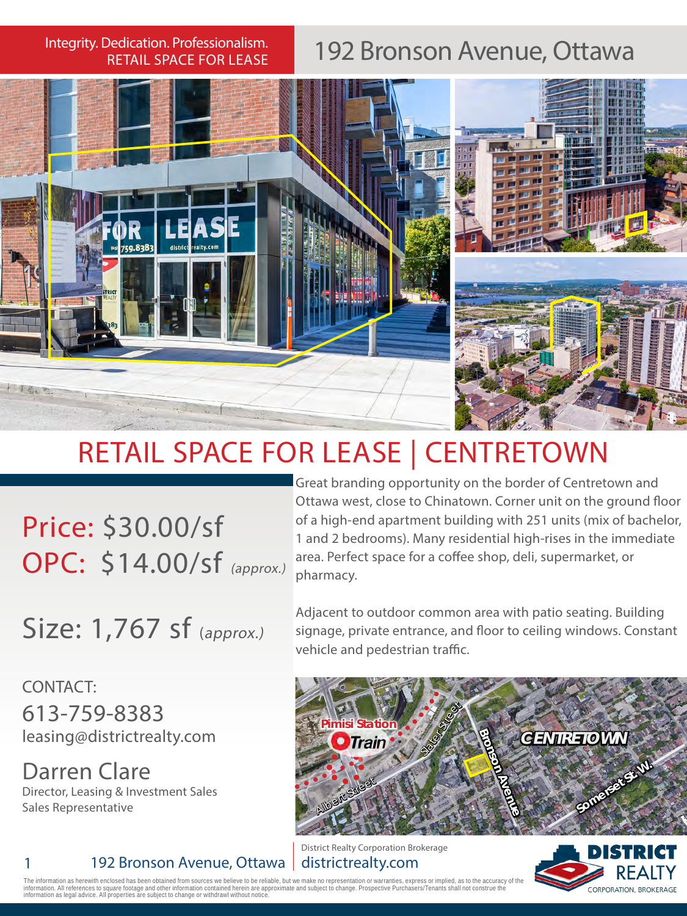Integrity. Dedication. Professionalism.
RETAIL SPACE FOR LEASE

# 192 Bronson Avenue, Ottawa

## RETAIL SPACE FOR LEASE | CENTRETOWN

Price: $30.00/sf
OPC: $14.00/sf *(approx.)*

Size: 1,767 sf *(approx.)*

CONTACT:
613-759-8383
leasing@districtrealty.com

**Darren Clare**
Director, Leasing & Investment Sales
Sales Representative

Great branding opportunity on the border of Centretown and Ottawa west, close to Chinatown. Corner unit on the ground floor of a high-end apartment building with 251 units (mix of bachelor, 1 and 2 bedrooms). Many residential high-rises in the immediate area. Perfect space for a coffee shop, deli, supermarket, or pharmacy.

Adjacent to outdoor common area with patio seating. Building signage, private entrance, and floor to ceiling windows. Constant vehicle and pedestrian traffic.

District Realty Corporation Brokerage
districtrealty.com

The information as herewith enclosed has been obtained from sources we believe to be reliable, but we make no representation or warranties, express or implied, as to the accuracy of the information. All references to square footage and other information contained herein are approximate and subject to change. Prospective Purchasers/Tenants shall not construe the information as legal advice. All properties are subject to change or withdrawl without notice.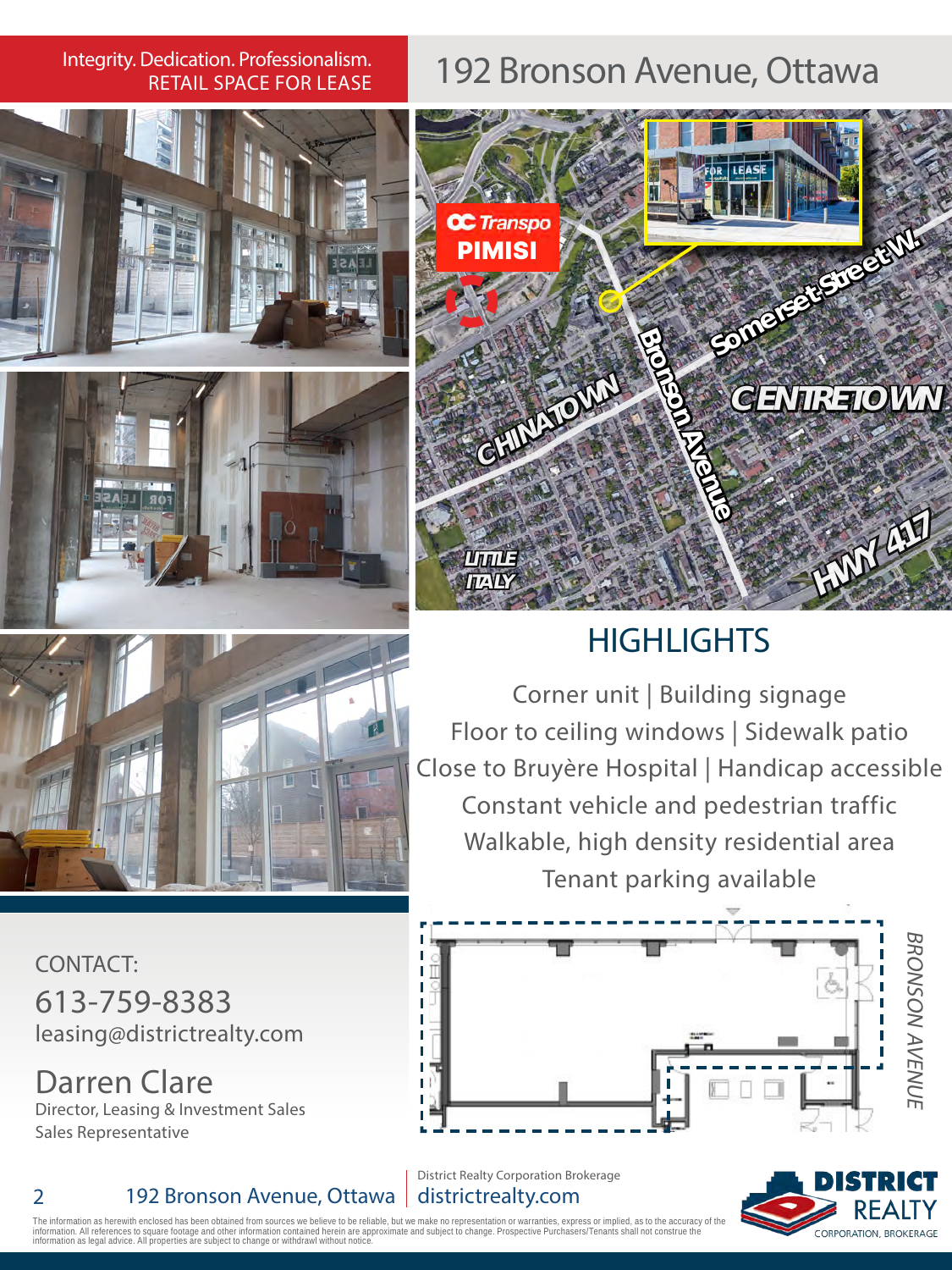Integrity. Dedication. Professionalism.
RETAIL SPACE FOR LEASE

# 192 Bronson Avenue, Ottawa

OC Transpo
PIMISI

Somerset Street W.
Bronson Avenue
CHINATOWN
CENTRETOWN
LITTLE ITALY
HWY 417

## HIGHLIGHTS

Corner unit | Building signage
Floor to ceiling windows | Sidewalk patio
Close to Bruyère Hospital | Handicap accessible
Constant vehicle and pedestrian traffic
Walkable, high density residential area
Tenant parking available

BRONSON AVENUE

CONTACT:
613-759-8383
leasing@districtrealty.com

Darren Clare
Director, Leasing & Investment Sales
Sales Representative

District Realty Corporation Brokerage
districtrealty.com

DISTRICT REALTY CORPORATION, BROKERAGE

The information as herewith enclosed has been obtained from sources we believe to be reliable, but we make no representation or warranties, express or implied, as to the accuracy of the information. All references to square footage and other information contained herein are approximate and subject to change. Prospective Purchasers/Tenants shall not construe the information as legal advice. All properties are subject to change or withdrawl without notice.